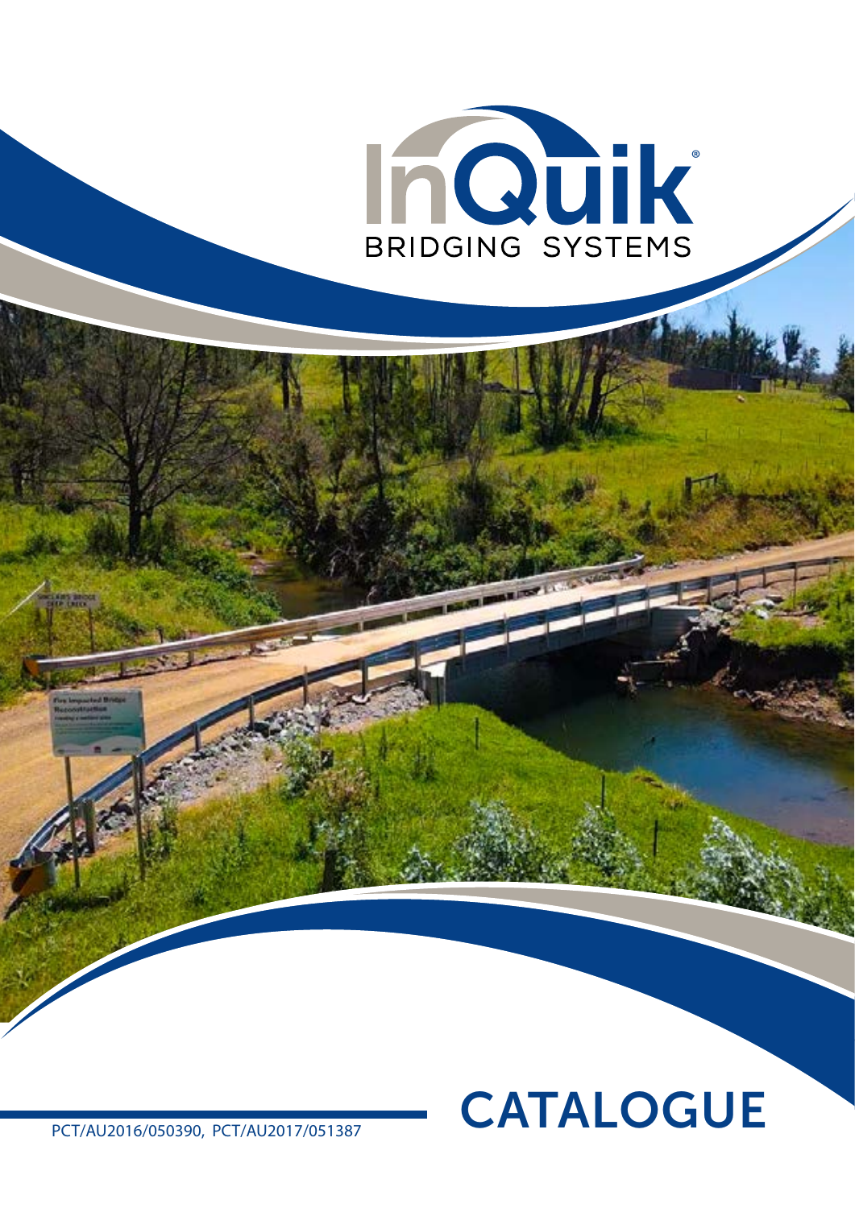# InQuik®

BRIDGING SYSTEMS

# CATALOGUE

PCT/AU2016/050390, PCT/AU2017/051387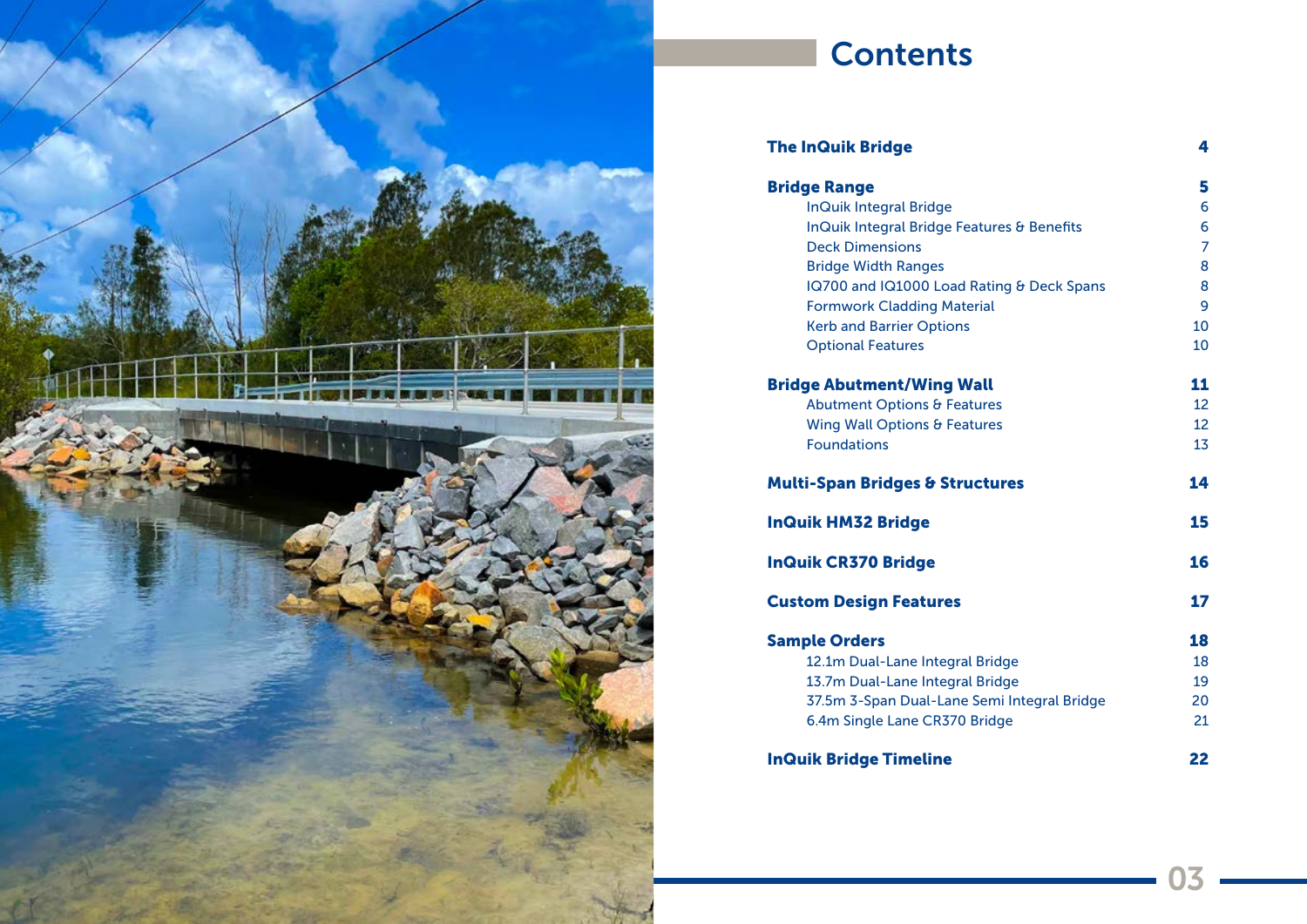# Contents

| | |
|---|---|
| **The InQuik Bridge** | **4** |
| **Bridge Range** | **5** |
| InQuik Integral Bridge | 6 |
| InQuik Integral Bridge Features & Benefits | 6 |
| Deck Dimensions | 7 |
| Bridge Width Ranges | 8 |
| IQ700 and IQ1000 Load Rating & Deck Spans | 8 |
| Formwork Cladding Material | 9 |
| Kerb and Barrier Options | 10 |
| Optional Features | 10 |
| **Bridge Abutment/Wing Wall** | **11** |
| Abutment Options & Features | 12 |
| Wing Wall Options & Features | 12 |
| Foundations | 13 |
| **Multi-Span Bridges & Structures** | **14** |
| **InQuik HM32 Bridge** | **15** |
| **InQuik CR370 Bridge** | **16** |
| **Custom Design Features** | **17** |
| **Sample Orders** | **18** |
| 12.1m Dual-Lane Integral Bridge | 18 |
| 13.7m Dual-Lane Integral Bridge | 19 |
| 37.5m 3-Span Dual-Lane Semi Integral Bridge | 20 |
| 6.4m Single Lane CR370 Bridge | 21 |
| **InQuik Bridge Timeline** | **22** |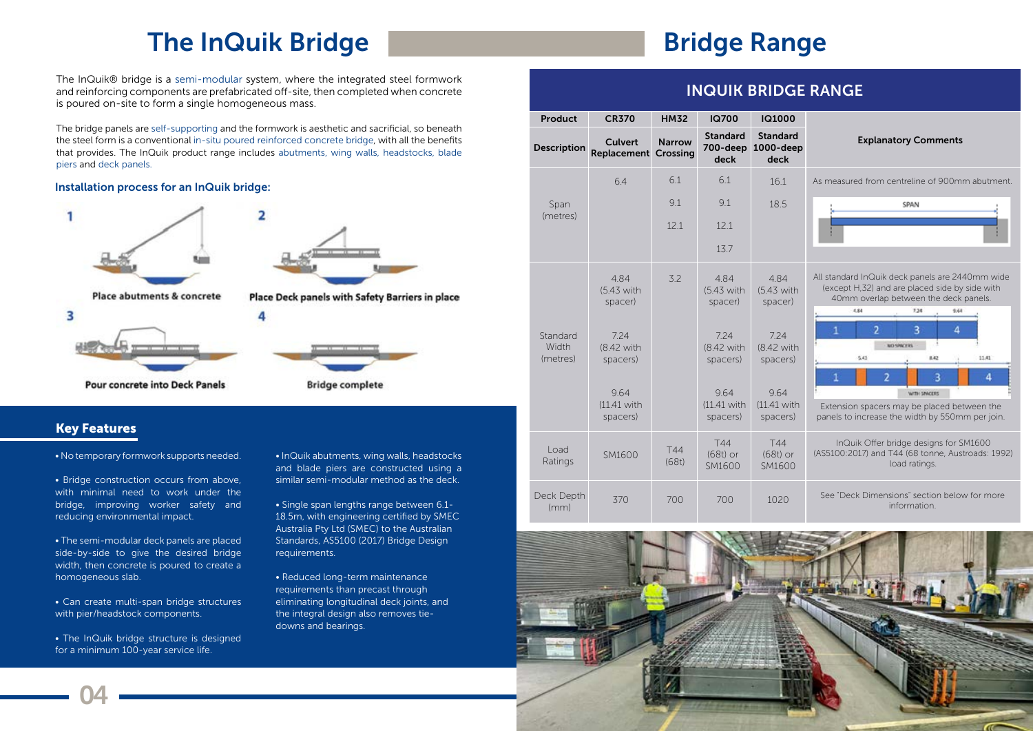# The InQuik Bridge

The InQuik® bridge is a semi-modular system, where the integrated steel formwork and reinforcing components are prefabricated off-site, then completed when concrete is poured on-site to form a single homogeneous mass.

The bridge panels are self-supporting and the formwork is aesthetic and sacrificial, so beneath the steel form is a conventional in-situ poured reinforced concrete bridge, with all the benefits that provides. The InQuik product range includes abutments, wing walls, headstocks, blade piers and deck panels.

### Installation process for an InQuik bridge:

1. Place abutments & concrete
2. Place Deck panels with Safety Barriers in place
3. Pour concrete into Deck Panels
4. Bridge complete

## Key Features

- No temporary formwork supports needed.
- Bridge construction occurs from above, with minimal need to work under the bridge, improving worker safety and reducing environmental impact.
- The semi-modular deck panels are placed side-by-side to give the desired bridge width, then concrete is poured to create a homogeneous slab.
- Can create multi-span bridge structures with pier/headstock components.
- The InQuik bridge structure is designed for a minimum 100-year service life.
- InQuik abutments, wing walls, headstocks and blade piers are constructed using a similar semi-modular method as the deck.
- Single span lengths range between 6.1-18.5m, with engineering certified by SMEC Australia Pty Ltd (SMEC) to the Australian Standards, AS5100 (2017) Bridge Design requirements.
- Reduced long-term maintenance requirements than precast through eliminating longitudinal deck joints, and the integral design also removes tie-downs and bearings.

# Bridge Range

## INQUIK BRIDGE RANGE

| Product | CR370 | HM32 | IQ700 | IQ1000 | |
|---|---|---|---|---|---|
| Description | Culvert Replacement | Narrow Crossing | Standard 700-deep deck | Standard 1000-deep deck | Explanatory Comments |
| Span (metres) | 6.4 | 6.1<br>9.1<br>12.1 | 6.1<br>9.1<br>12.1<br>13.7 | 16.1<br>18.5 | As measured from centreline of 900mm abutment. |
| Standard Width (metres) | 4.84 (5.43 with spacer)<br>7.24 (8.42 with spacers)<br>9.64 (11.41 with spacers) | 3.2 | 4.84 (5.43 with spacer)<br>7.24 (8.42 with spacers)<br>9.64 (11.41 with spacers) | 4.84 (5.43 with spacer)<br>7.24 (8.42 with spacers)<br>9.64 (11.41 with spacers) | All standard InQuik deck panels are 2440mm wide (except H,32) and are placed side by side with 40mm overlap between the deck panels.<br>Extension spacers may be placed between the panels to increase the width by 550mm per join. |
| Load Ratings | SM1600 | T44 (68t) | T44 (68t) or SM1600 | T44 (68t) or SM1600 | InQuik Offer bridge designs for SM1600 (AS5100:2017) and T44 (68 tonne, Austroads: 1992) load ratings. |
| Deck Depth (mm) | 370 | 700 | 700 | 1020 | See "Deck Dimensions" section below for more information. |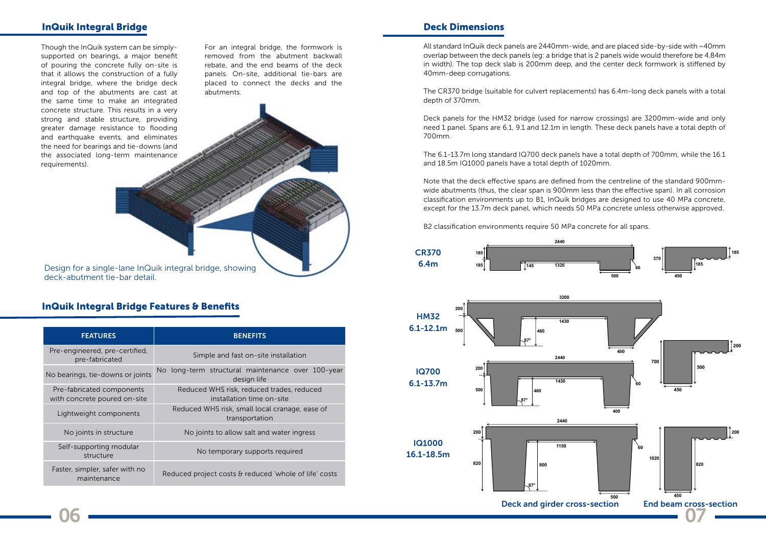## InQuik Integral Bridge

Though the InQuik system can be simply-supported on bearings, a major benefit of pouring the concrete fully on-site is that it allows the construction of a fully integral bridge, where the bridge deck and top of the abutments are cast at the same time to make an integrated concrete structure. This results in a very strong and stable structure, providing greater damage resistance to flooding and earthquake events, and eliminates the need for bearings and tie-downs (and the associated long-term maintenance requirements).

For an integral bridge, the formwork is removed from the abutment backwall rebate, and the end beams of the deck panels. On-site, additional tie-bars are placed to connect the decks and the abutments.

Design for a single-lane InQuik integral bridge, showing deck-abutment tie-bar detail.

## InQuik Integral Bridge Features & Benefits

| FEATURES | BENEFITS |
|---|---|
| Pre-engineered, pre-certified, pre-fabricated | Simple and fast on-site installation |
| No bearings, tie-downs or joints | No long-term structural maintenance over 100-year design life |
| Pre-fabricated components with concrete poured on-site | Reduced WHS risk, reduced trades, reduced installation time on-site |
| Lightweight components | Reduced WHS risk, small local cranage, ease of transportation |
| No joints in structure | No joints to allow salt and water ingress |
| Self-supporting modular structure | No temporary supports required |
| Faster, simpler, safer with no maintenance | Reduced project costs & reduced 'whole of life' costs |

## Deck Dimensions

All standard InQuik deck panels are 2440mm-wide, and are placed side-by-side with ~40mm overlap between the deck panels (eg: a bridge that is 2 panels wide would therefore be 4.84m in width). The top deck slab is 200mm deep, and the center deck formwork is stiffened by 40mm-deep corrugations.

The CR370 bridge (suitable for culvert replacements) has 6.4m-long deck panels with a total depth of 370mm.

Deck panels for the HM32 bridge (used for narrow crossings) are 3200mm-wide and only need 1 panel. Spans are 6.1, 9.1 and 12.1m in length. These deck panels have a total depth of 700mm.

The 6.1-13.7m long standard IQ700 deck panels have a total depth of 700mm, while the 16.1 and 18.5m IQ1000 panels have a total depth of 1020mm.

Note that the deck effective spans are defined from the centreline of the standard 900mm-wide abutments (thus, the clear span is 900mm less than the effective span). In all corrosion classification environments up to B1, InQuik bridges are designed to use 40 MPa concrete, except for the 13.7m deck panel, which needs 50 MPa concrete unless otherwise approved.

B2 classification environments require 50 MPa concrete for all spans.

CR370 6.4m

HM32 6.1-12.1m

IQ700 6.1-13.7m

IQ1000 16.1-18.5m

Deck and girder cross-section

End beam cross-section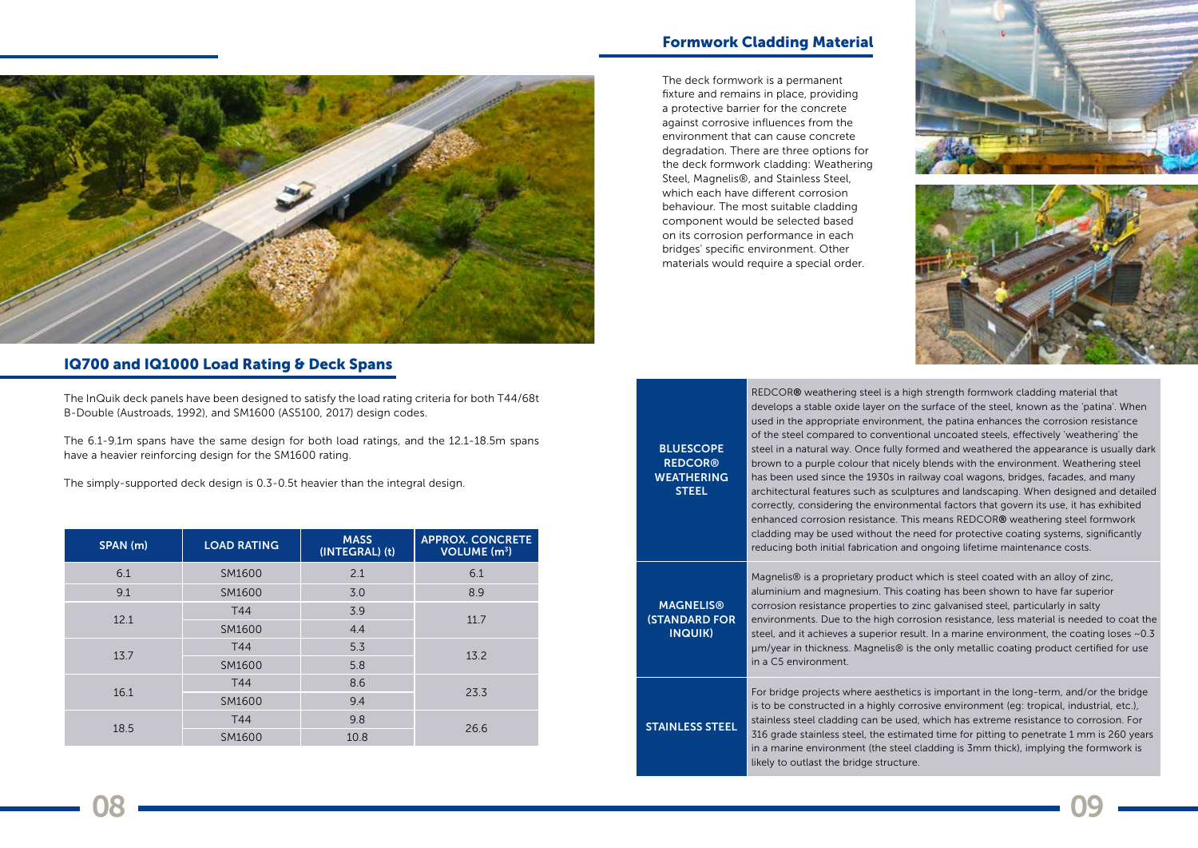## IQ700 and IQ1000 Load Rating & Deck Spans

The InQuik deck panels have been designed to satisfy the load rating criteria for both T44/68t B-Double (Austroads, 1992), and SM1600 (AS5100, 2017) design codes.

The 6.1-9.1m spans have the same design for both load ratings, and the 12.1-18.5m spans have a heavier reinforcing design for the SM1600 rating.

The simply-supported deck design is 0.3-0.5t heavier than the integral design.

| SPAN (m) | LOAD RATING | MASS (INTEGRAL) (t) | APPROX. CONCRETE VOLUME ($m^3$) |
|---|---|---|---|
| 6.1 | SM1600 | 2.1 | 6.1 |
| 9.1 | SM1600 | 3.0 | 8.9 |
| 12.1 | T44 | 3.9 | 11.7 |
| | SM1600 | 4.4 | |
| 13.7 | T44 | 5.3 | 13.2 |
| | SM1600 | 5.8 | |
| 16.1 | T44 | 8.6 | 23.3 |
| | SM1600 | 9.4 | |
| 18.5 | T44 | 9.8 | 26.6 |
| | SM1600 | 10.8 | |

## Formwork Cladding Material

The deck formwork is a permanent fixture and remains in place, providing a protective barrier for the concrete against corrosive influences from the environment that can cause concrete degradation. There are three options for the deck formwork cladding: Weathering Steel, Magnelis®, and Stainless Steel, which each have different corrosion behaviour. The most suitable cladding component would be selected based on its corrosion performance in each bridges' specific environment. Other materials would require a special order.

| | |
|---|---|
| **BLUESCOPE REDCOR® WEATHERING STEEL** | REDCOR® weathering steel is a high strength formwork cladding material that develops a stable oxide layer on the surface of the steel, known as the 'patina'. When used in the appropriate environment, the patina enhances the corrosion resistance of the steel compared to conventional uncoated steels, effectively 'weathering' the steel in a natural way. Once fully formed and weathered the appearance is usually dark brown to a purple colour that nicely blends with the environment. Weathering steel has been used since the 1930s in railway coal wagons, bridges, facades, and many architectural features such as sculptures and landscaping. When designed and detailed correctly, considering the environmental factors that govern its use, it has exhibited enhanced corrosion resistance. This means REDCOR® weathering steel formwork cladding may be used without the need for protective coating systems, significantly reducing both initial fabrication and ongoing lifetime maintenance costs. |
| **MAGNELIS® (STANDARD FOR INQUIK)** | Magnelis® is a proprietary product which is steel coated with an alloy of zinc, aluminium and magnesium. This coating has been shown to have far superior corrosion resistance properties to zinc galvanised steel, particularly in salty environments. Due to the high corrosion resistance, less material is needed to coat the steel, and it achieves a superior result. In a marine environment, the coating loses ~0.3 μm/year in thickness. Magnelis® is the only metallic coating product certified for use in a C5 environment. |
| **STAINLESS STEEL** | For bridge projects where aesthetics is important in the long-term, and/or the bridge is to be constructed in a highly corrosive environment (eg: tropical, industrial, etc.), stainless steel cladding can be used, which has extreme resistance to corrosion. For 316 grade stainless steel, the estimated time for pitting to penetrate 1 mm is 260 years in a marine environment (the steel cladding is 3mm thick), implying the formwork is likely to outlast the bridge structure. |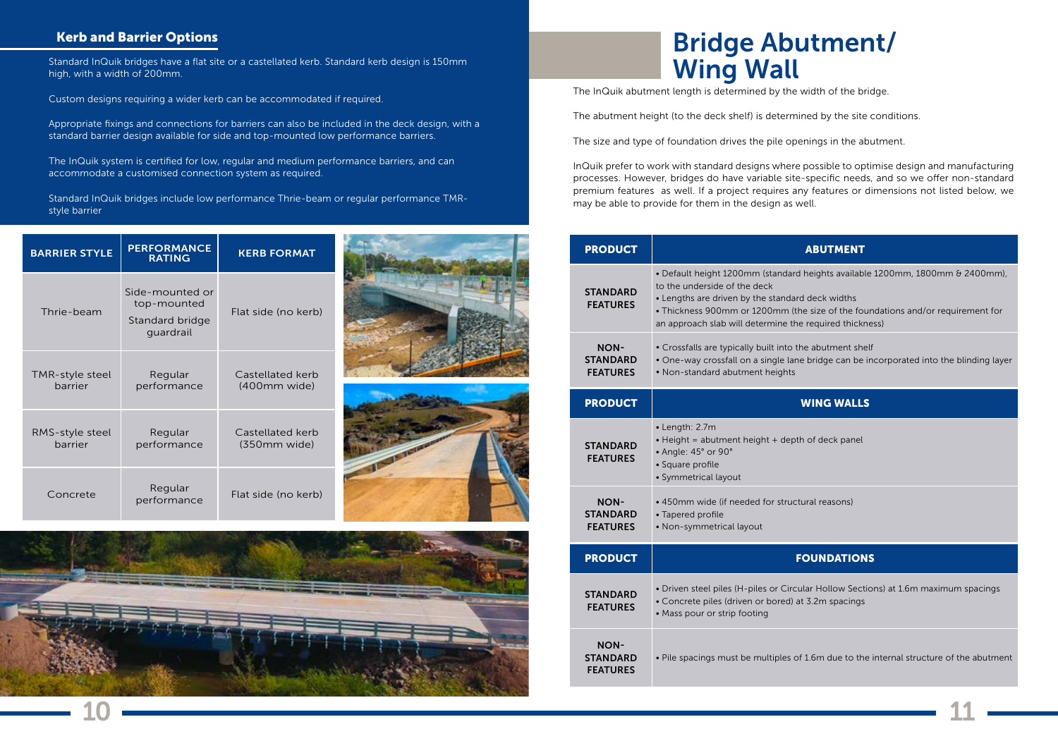## Kerb and Barrier Options

Standard InQuik bridges have a flat site or a castellated kerb. Standard kerb design is 150mm high, with a width of 200mm.

Custom designs requiring a wider kerb can be accommodated if required.

Appropriate fixings and connections for barriers can also be included in the deck design, with a standard barrier design available for side and top-mounted low performance barriers.

The InQuik system is certified for low, regular and medium performance barriers, and can accommodate a customised connection system as required.

Standard InQuik bridges include low performance Thrie-beam or regular performance TMR-style barrier

| BARRIER STYLE | PERFORMANCE RATING | KERB FORMAT |
|---|---|---|
| Thrie-beam | Side-mounted or top-mounted Standard bridge guardrail | Flat side (no kerb) |
| TMR-style steel barrier | Regular performance | Castellated kerb (400mm wide) |
| RMS-style steel barrier | Regular performance | Castellated kerb (350mm wide) |
| Concrete | Regular performance | Flat side (no kerb) |

# Bridge Abutment/ Wing Wall

The InQuik abutment length is determined by the width of the bridge.

The abutment height (to the deck shelf) is determined by the site conditions.

The size and type of foundation drives the pile openings in the abutment.

InQuik prefer to work with standard designs where possible to optimise design and manufacturing processes. However, bridges do have variable site-specific needs, and so we offer non-standard premium features as well. If a project requires any features or dimensions not listed below, we may be able to provide for them in the design as well.

| PRODUCT | ABUTMENT |
|---|---|
| STANDARD FEATURES | • Default height 1200mm (standard heights available 1200mm, 1800mm & 2400mm), to the underside of the deck<br>• Lengths are driven by the standard deck widths<br>• Thickness 900mm or 1200mm (the size of the foundations and/or requirement for an approach slab will determine the required thickness) |
| NON-STANDARD FEATURES | • Crossfalls are typically built into the abutment shelf<br>• One-way crossfall on a single lane bridge can be incorporated into the blinding layer<br>• Non-standard abutment heights |
| **PRODUCT** | **WING WALLS** |
| STANDARD FEATURES | • Length: 2.7m<br>• Height = abutment height + depth of deck panel<br>• Angle: 45° or 90°<br>• Square profile<br>• Symmetrical layout |
| NON-STANDARD FEATURES | • 450mm wide (if needed for structural reasons)<br>• Tapered profile<br>• Non-symmetrical layout |
| **PRODUCT** | **FOUNDATIONS** |
| STANDARD FEATURES | • Driven steel piles (H-piles or Circular Hollow Sections) at 1.6m maximum spacings<br>• Concrete piles (driven or bored) at 3.2m spacings<br>• Mass pour or strip footing |
| NON-STANDARD FEATURES | • Pile spacings must be multiples of 1.6m due to the internal structure of the abutment |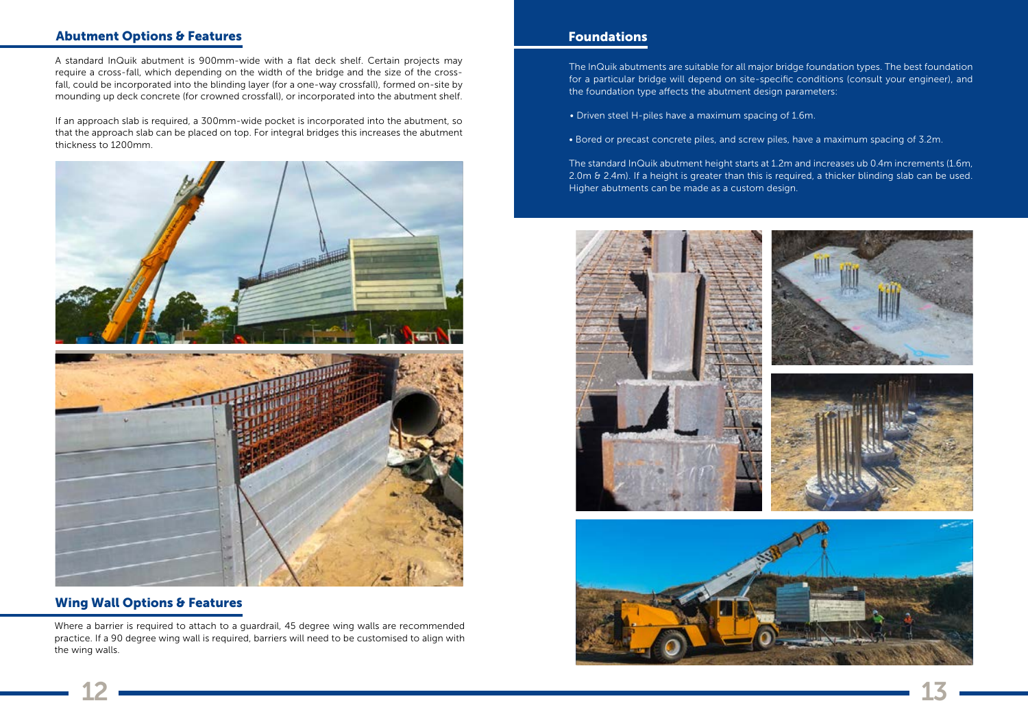## Abutment Options & Features

A standard InQuik abutment is 900mm-wide with a flat deck shelf. Certain projects may require a cross-fall, which depending on the width of the bridge and the size of the cross-fall, could be incorporated into the blinding layer (for a one-way crossfall), formed on-site by mounding up deck concrete (for crowned crossfall), or incorporated into the abutment shelf.

If an approach slab is required, a 300mm-wide pocket is incorporated into the abutment, so that the approach slab can be placed on top. For integral bridges this increases the abutment thickness to 1200mm.

## Wing Wall Options & Features

Where a barrier is required to attach to a guardrail, 45 degree wing walls are recommended practice. If a 90 degree wing wall is required, barriers will need to be customised to align with the wing walls.

## Foundations

The InQuik abutments are suitable for all major bridge foundation types. The best foundation for a particular bridge will depend on site-specific conditions (consult your engineer), and the foundation type affects the abutment design parameters:

- Driven steel H-piles have a maximum spacing of 1.6m.
- Bored or precast concrete piles, and screw piles, have a maximum spacing of 3.2m.

The standard InQuik abutment height starts at 1.2m and increases ub 0.4m increments (1.6m, 2.0m & 2.4m). If a height is greater than this is required, a thicker blinding slab can be used. Higher abutments can be made as a custom design.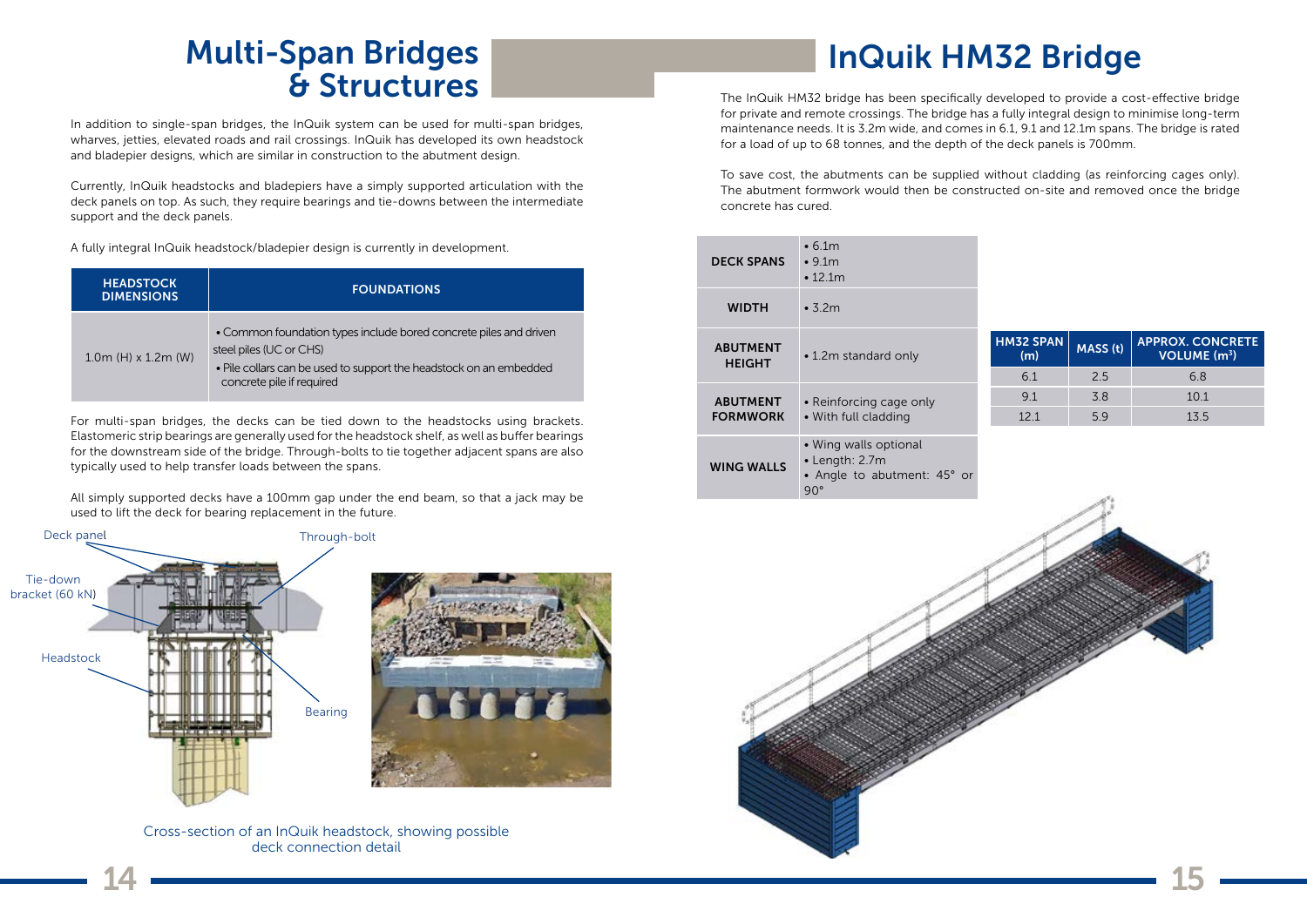# Multi-Span Bridges & Structures

In addition to single-span bridges, the InQuik system can be used for multi-span bridges, wharves, jetties, elevated roads and rail crossings. InQuik has developed its own headstock and bladepier designs, which are similar in construction to the abutment design.

Currently, InQuik headstocks and bladepiers have a simply supported articulation with the deck panels on top. As such, they require bearings and tie-downs between the intermediate support and the deck panels.

A fully integral InQuik headstock/bladepier design is currently in development.

| HEADSTOCK DIMENSIONS | FOUNDATIONS |
|---|---|
| 1.0m (H) x 1.2m (W) | • Common foundation types include bored concrete piles and driven steel piles (UC or CHS)<br>• Pile collars can be used to support the headstock on an embedded concrete pile if required |

For multi-span bridges, the decks can be tied down to the headstocks using brackets. Elastomeric strip bearings are generally used for the headstock shelf, as well as buffer bearings for the downstream side of the bridge. Through-bolts to tie together adjacent spans are also typically used to help transfer loads between the spans.

All simply supported decks have a 100mm gap under the end beam, so that a jack may be used to lift the deck for bearing replacement in the future.

Deck panel

Through-bolt

Tie-down bracket (60 kN)

Headstock

Bearing

Cross-section of an InQuik headstock, showing possible deck connection detail

# InQuik HM32 Bridge

The InQuik HM32 bridge has been specifically developed to provide a cost-effective bridge for private and remote crossings. The bridge has a fully integral design to minimise long-term maintenance needs. It is 3.2m wide, and comes in 6.1, 9.1 and 12.1m spans. The bridge is rated for a load of up to 68 tonnes, and the depth of the deck panels is 700mm.

To save cost, the abutments can be supplied without cladding (as reinforcing cages only). The abutment formwork would then be constructed on-site and removed once the bridge concrete has cured.

| | |
|---|---|
| **DECK SPANS** | • 6.1m<br>• 9.1m<br>• 12.1m |
| **WIDTH** | • 3.2m |
| **ABUTMENT HEIGHT** | • 1.2m standard only |
| **ABUTMENT FORMWORK** | • Reinforcing cage only<br>• With full cladding |
| **WING WALLS** | • Wing walls optional<br>• Length: 2.7m<br>• Angle to abutment: 45° or 90° |

| HM32 SPAN (m) | MASS (t) | APPROX. CONCRETE VOLUME ($m^3$) |
|---|---|---|
| 6.1 | 2.5 | 6.8 |
| 9.1 | 3.8 | 10.1 |
| 12.1 | 5.9 | 13.5 |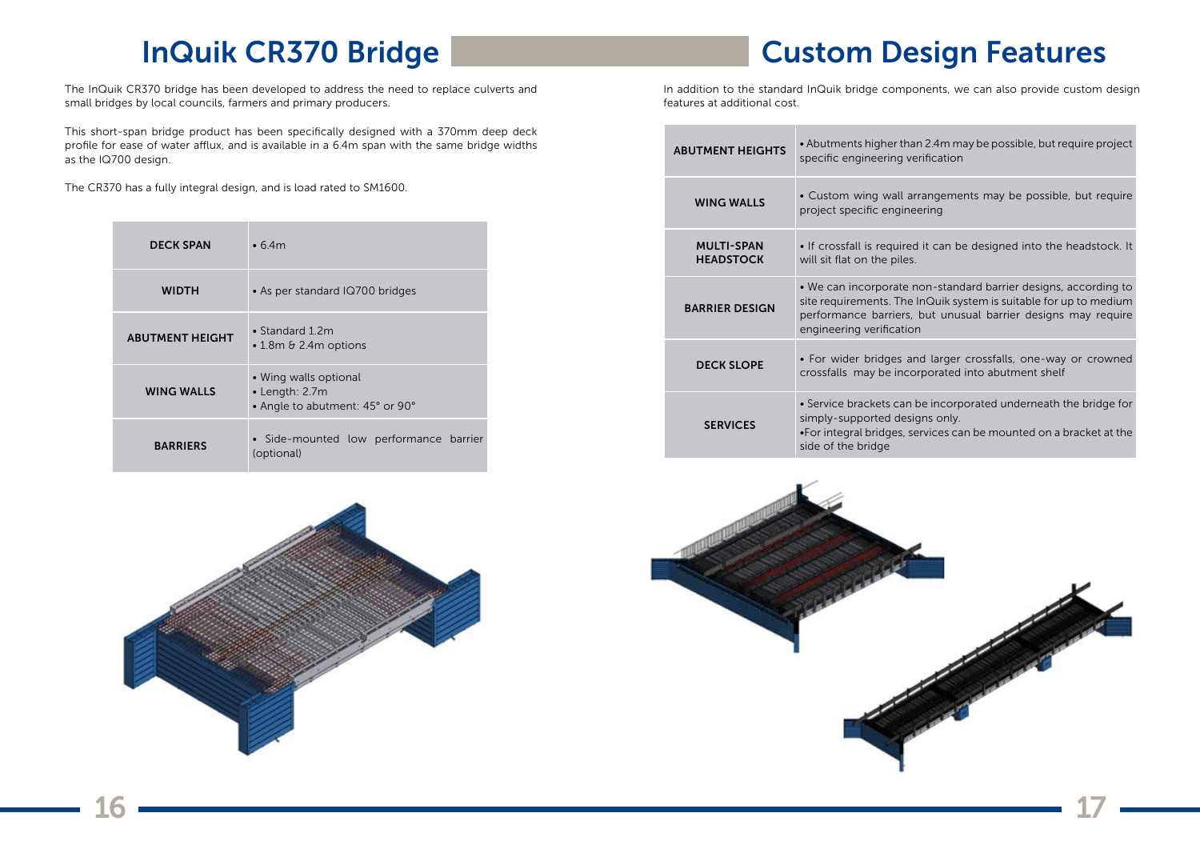# InQuik CR370 Bridge

The InQuik CR370 bridge has been developed to address the need to replace culverts and small bridges by local councils, farmers and primary producers.

This short-span bridge product has been specifically designed with a 370mm deep deck profile for ease of water afflux, and is available in a 6.4m span with the same bridge widths as the IQ700 design.

The CR370 has a fully integral design, and is load rated to SM1600.

| | |
|---|---|
| **DECK SPAN** | • 6.4m |
| **WIDTH** | • As per standard IQ700 bridges |
| **ABUTMENT HEIGHT** | • Standard 1.2m<br>• 1.8m & 2.4m options |
| **WING WALLS** | • Wing walls optional<br>• Length: 2.7m<br>• Angle to abutment: 45° or 90° |
| **BARRIERS** | • Side-mounted low performance barrier (optional) |

# Custom Design Features

In addition to the standard InQuik bridge components, we can also provide custom design features at additional cost.

| | |
|---|---|
| **ABUTMENT HEIGHTS** | • Abutments higher than 2.4m may be possible, but require project specific engineering verification |
| **WING WALLS** | • Custom wing wall arrangements may be possible, but require project specific engineering |
| **MULTI-SPAN HEADSTOCK** | • If crossfall is required it can be designed into the headstock. It will sit flat on the piles. |
| **BARRIER DESIGN** | • We can incorporate non-standard barrier designs, according to site requirements. The InQuik system is suitable for up to medium performance barriers, but unusual barrier designs may require engineering verification |
| **DECK SLOPE** | • For wider bridges and larger crossfalls, one-way or crowned crossfalls may be incorporated into abutment shelf |
| **SERVICES** | • Service brackets can be incorporated underneath the bridge for simply-supported designs only.<br>•For integral bridges, services can be mounted on a bracket at the side of the bridge |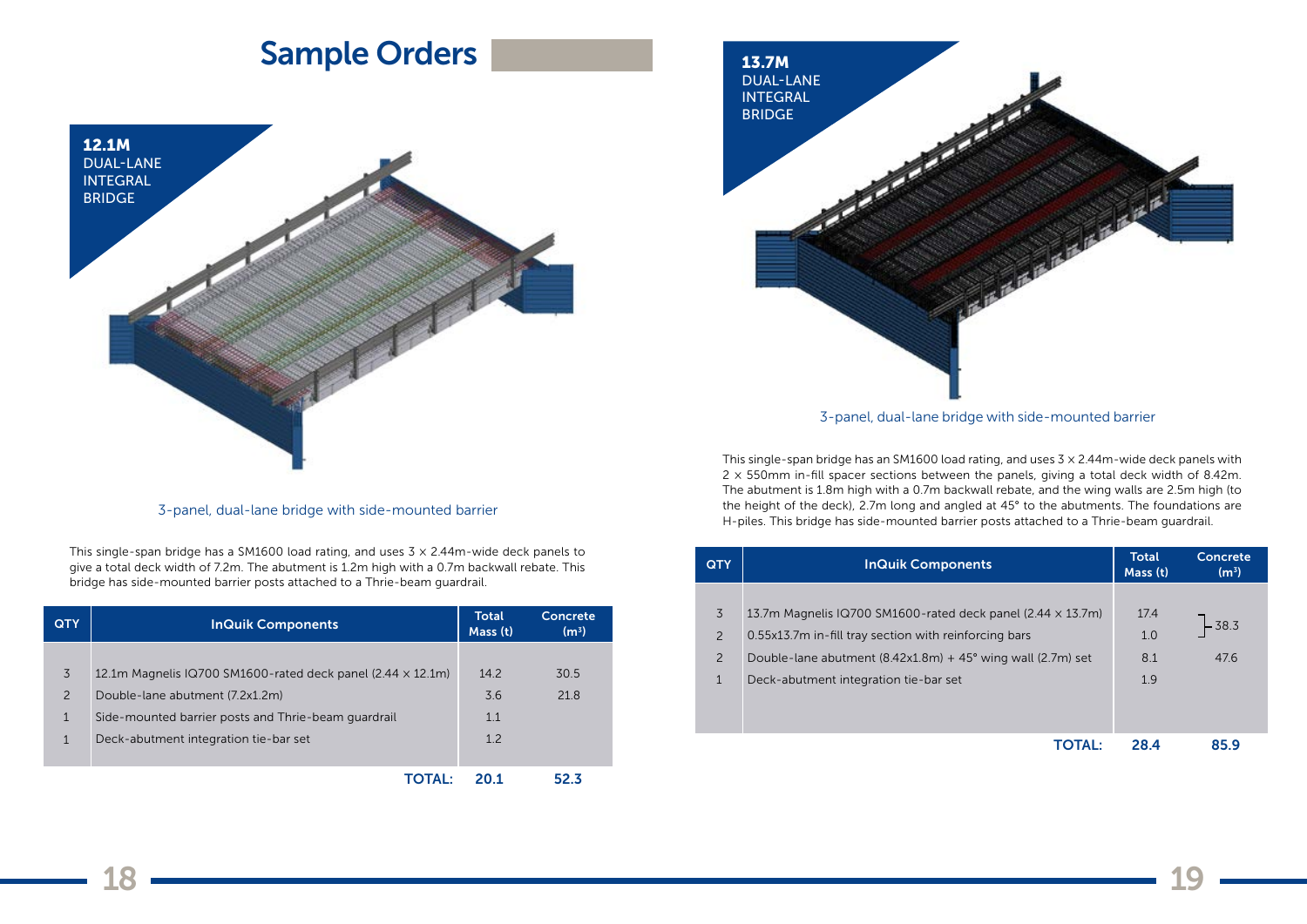# Sample Orders

## 12.1M DUAL-LANE INTEGRAL BRIDGE

3-panel, dual-lane bridge with side-mounted barrier

This single-span bridge has a SM1600 load rating, and uses 3 × 2.44m-wide deck panels to give a total deck width of 7.2m. The abutment is 1.2m high with a 0.7m backwall rebate. This bridge has side-mounted barrier posts attached to a Thrie-beam guardrail.

| QTY | InQuik Components | Total Mass (t) | Concrete ($m^3$) |
|---|---|---|---|
| 3 | 12.1m Magnelis IQ700 SM1600-rated deck panel (2.44 × 12.1m) | 14.2 | 30.5 |
| 2 | Double-lane abutment (7.2x1.2m) | 3.6 | 21.8 |
| 1 | Side-mounted barrier posts and Thrie-beam guardrail | 1.1 | |
| 1 | Deck-abutment integration tie-bar set | 1.2 | |
| | **TOTAL:** | **20.1** | **52.3** |

## 13.7M DUAL-LANE INTEGRAL BRIDGE

3-panel, dual-lane bridge with side-mounted barrier

This single-span bridge has an SM1600 load rating, and uses 3 × 2.44m-wide deck panels with 2 × 550mm in-fill spacer sections between the panels, giving a total deck width of 8.42m. The abutment is 1.8m high with a 0.7m backwall rebate, and the wing walls are 2.5m high (to the height of the deck), 2.7m long and angled at 45° to the abutments. The foundations are H-piles. This bridge has side-mounted barrier posts attached to a Thrie-beam guardrail.

| QTY | InQuik Components | Total Mass (t) | Concrete ($m^3$) |
|---|---|---|---|
| 3 | 13.7m Magnelis IQ700 SM1600-rated deck panel (2.44 × 13.7m) | 17.4 | 38.3 (combined) |
| 2 | 0.55x13.7m in-fill tray section with reinforcing bars | 1.0 | |
| 2 | Double-lane abutment (8.42x1.8m) + 45° wing wall (2.7m) set | 8.1 | 47.6 |
| 1 | Deck-abutment integration tie-bar set | 1.9 | |
| | **TOTAL:** | **28.4** | **85.9** |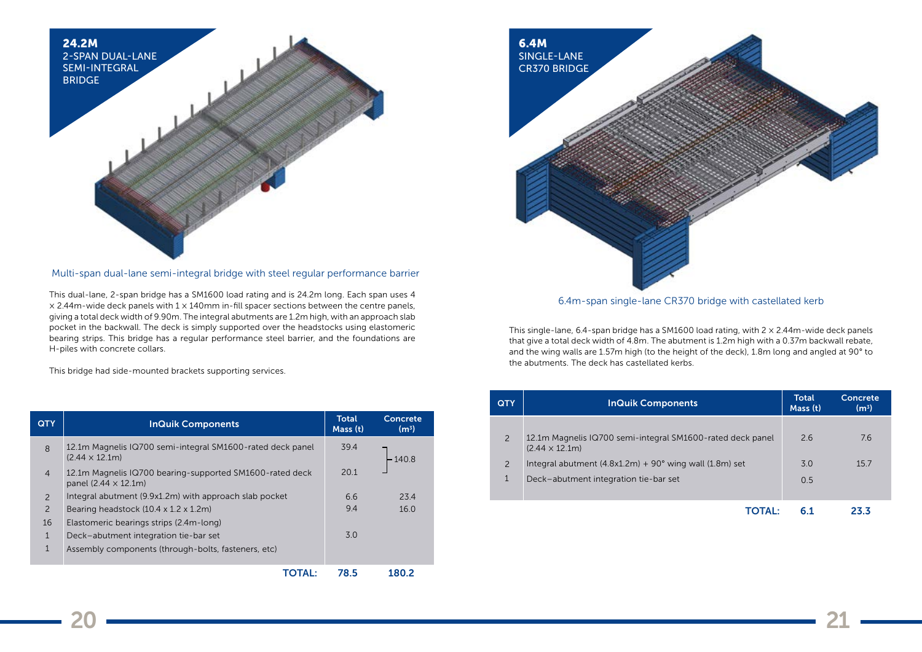## 24.2M 2-SPAN DUAL-LANE SEMI-INTEGRAL BRIDGE

Multi-span dual-lane semi-integral bridge with steel regular performance barrier

This dual-lane, 2-span bridge has a SM1600 load rating and is 24.2m long. Each span uses 4 × 2.44m-wide deck panels with 1 × 140mm in-fill spacer sections between the centre panels, giving a total deck width of 9.90m. The integral abutments are 1.2m high, with an approach slab pocket in the backwall. The deck is simply supported over the headstocks using elastomeric bearing strips. This bridge has a regular performance steel barrier, and the foundations are H-piles with concrete collars.

This bridge had side-mounted brackets supporting services.

| QTY | InQuik Components | Total Mass (t) | Concrete (m³) |
|---|---|---|---|
| 8 | 12.1m Magnelis IQ700 semi-integral SM1600-rated deck panel (2.44 × 12.1m) | 39.4 | 140.8 (combined) |
| 4 | 12.1m Magnelis IQ700 bearing-supported SM1600-rated deck panel (2.44 × 12.1m) | 20.1 | |
| 2 | Integral abutment (9.9x1.2m) with approach slab pocket | 6.6 | 23.4 |
| 2 | Bearing headstock (10.4 x 1.2 x 1.2m) | 9.4 | 16.0 |
| 16 | Elastomeric bearings strips (2.4m-long) | | |
| 1 | Deck–abutment integration tie-bar set | 3.0 | |
| 1 | Assembly components (through-bolts, fasteners, etc) | | |
| | **TOTAL:** | **78.5** | **180.2** |

## 6.4M SINGLE-LANE CR370 BRIDGE

6.4m-span single-lane CR370 bridge with castellated kerb

This single-lane, 6.4-span bridge has a SM1600 load rating, with 2 × 2.44m-wide deck panels that give a total deck width of 4.8m. The abutment is 1.2m high with a 0.37m backwall rebate, and the wing walls are 1.57m high (to the height of the deck), 1.8m long and angled at 90° to the abutments. The deck has castellated kerbs.

| QTY | InQuik Components | Total Mass (t) | Concrete (m³) |
|---|---|---|---|
| 2 | 12.1m Magnelis IQ700 semi-integral SM1600-rated deck panel (2.44 × 12.1m) | 2.6 | 7.6 |
| 2 | Integral abutment (4.8x1.2m) + 90° wing wall (1.8m) set | 3.0 | 15.7 |
| 1 | Deck–abutment integration tie-bar set | 0.5 | |
| | **TOTAL:** | **6.1** | **23.3** |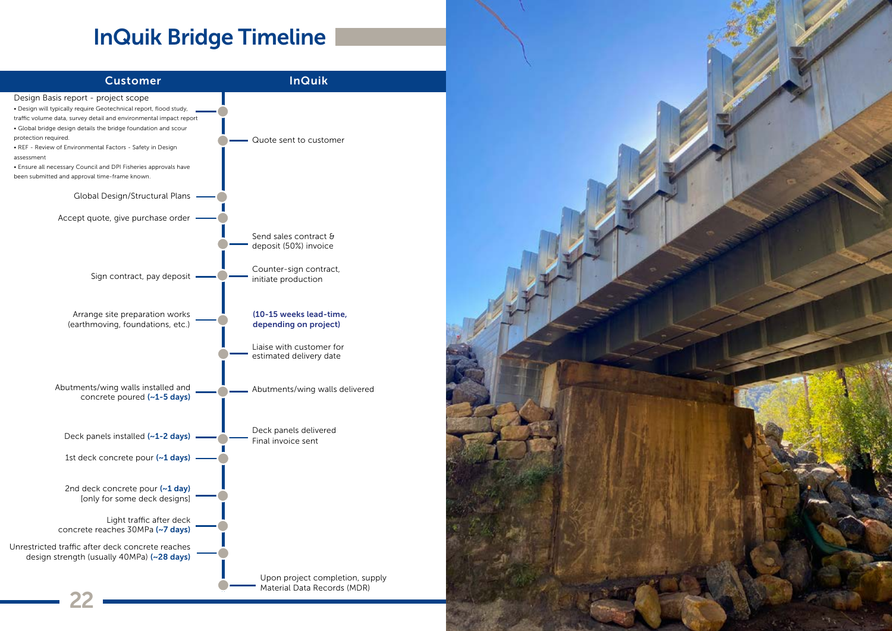# InQuik Bridge Timeline

| Customer | InQuik |
| --- | --- |
| Design Basis report - project scope<br>• Design will typically require Geotechnical report, flood study, traffic volume data, survey detail and environmental impact report<br>• Global bridge design details the bridge foundation and scour protection required.<br>• REF - Review of Environmental Factors - Safety in Design assessment<br>• Ensure all necessary Council and DPI Fisheries approvals have been submitted and approval time-frame known. | |
| | Quote sent to customer |
| Global Design/Structural Plans | |
| Accept quote, give purchase order | |
| | Send sales contract & deposit (50%) invoice |
| Sign contract, pay deposit | Counter-sign contract, initiate production |
| Arrange site preparation works (earthmoving, foundations, etc.) | **(10-15 weeks lead-time, depending on project)** |
| | Liaise with customer for estimated delivery date |
| Abutments/wing walls installed and concrete poured **(~1-5 days)** | Abutments/wing walls delivered |
| Deck panels installed **(~1-2 days)** | Deck panels delivered<br>Final invoice sent |
| 1st deck concrete pour **(~1 days)** | |
| 2nd deck concrete pour **(~1 day)** [only for some deck designs] | |
| Light traffic after deck concrete reaches 30MPa **(~7 days)** | |
| Unrestricted traffic after deck concrete reaches design strength (usually 40MPa) **(~28 days)** | |
| | Upon project completion, supply Material Data Records (MDR) |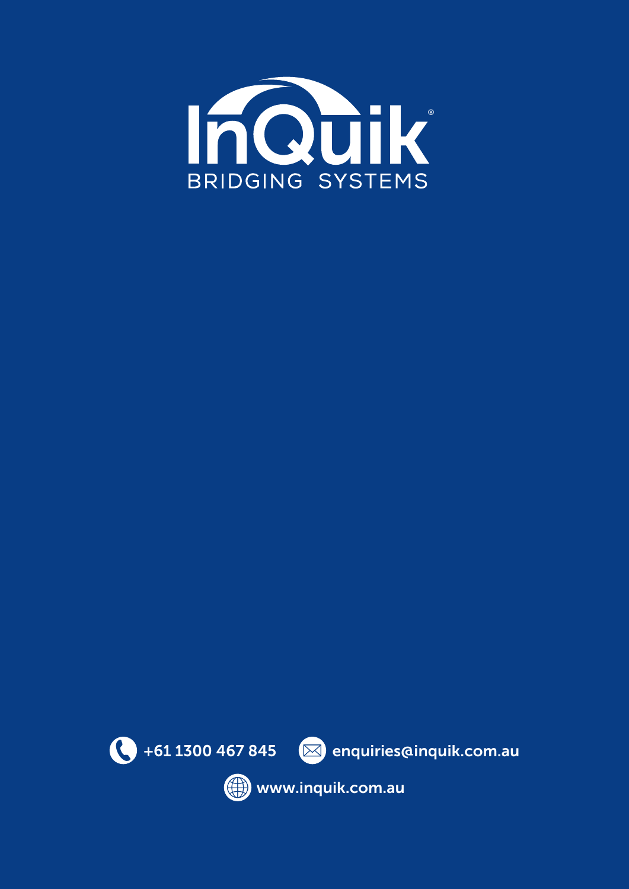InQuik®

BRIDGING SYSTEMS

+61 1300 467 845

enquiries@inquik.com.au

www.inquik.com.au